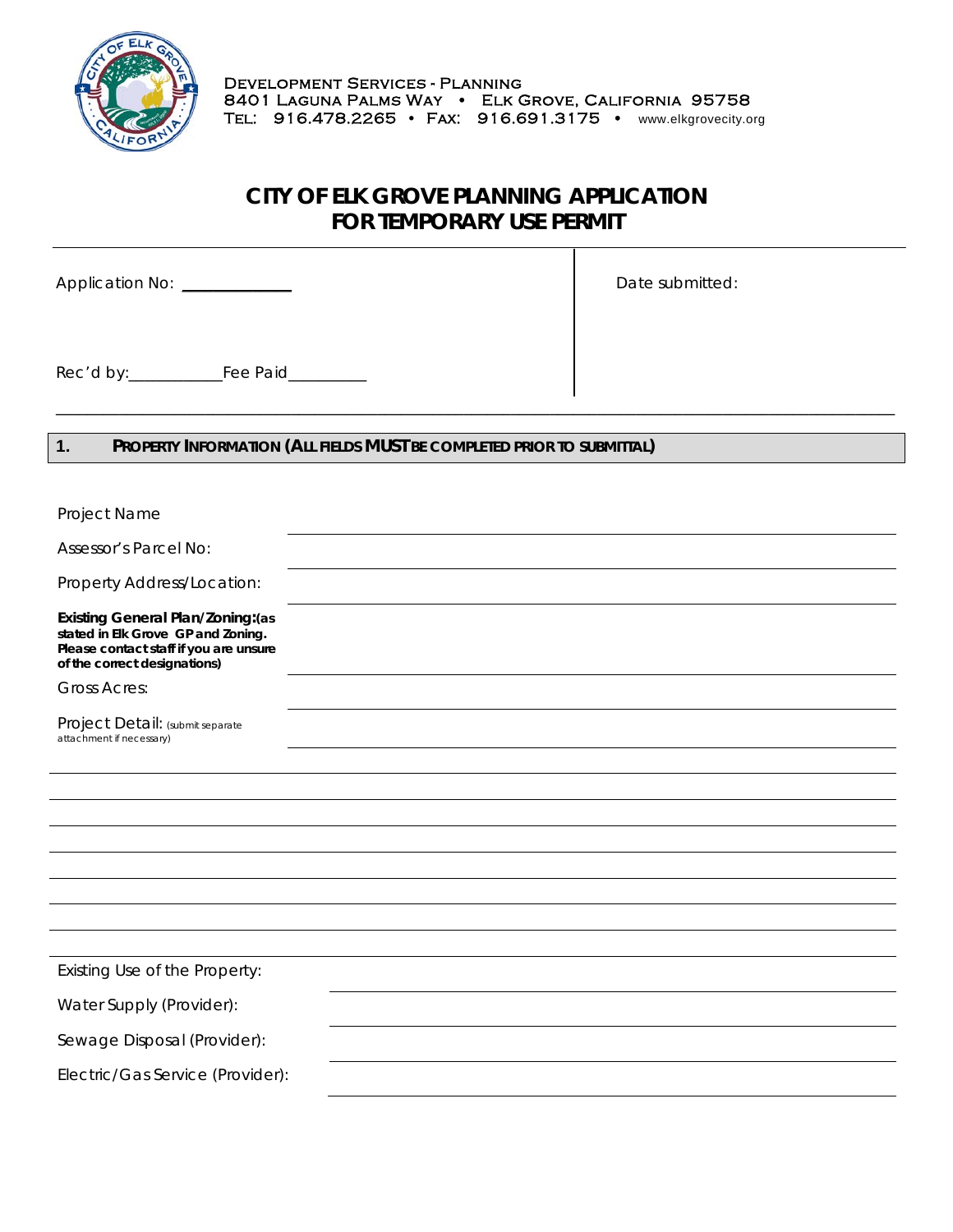Development Services - Planning
8401 Laguna Palms Way • Elk Grove, California 95758
Tel: 916.478.2265 • Fax: 916.691.3175 • www.elkgrovecity.org

# CITY OF ELK GROVE PLANNING APPLICATION FOR TEMPORARY USE PERMIT

Application No: ____________

Date submitted:

Rec'd by:__________Fee Paid_________

## 1. PROPERTY INFORMATION (ALL FIELDS MUST BE COMPLETED PRIOR TO SUBMITTAL)

Project Name ______________________________

Assessor's Parcel No: ______________________________

Property Address/Location: ______________________________

**Existing General Plan/Zoning:(as stated in Elk Grove GP and Zoning. Please contact staff if you are unsure of the correct designations)** ______________________________

Gross Acres: ______________________________

Project Detail: (submit separate attachment if necessary) ______________________________

______________________________

______________________________

______________________________

______________________________

______________________________

______________________________

______________________________

Existing Use of the Property: ______________________________

Water Supply (Provider): ______________________________

Sewage Disposal (Provider): ______________________________

Electric/Gas Service (Provider): ______________________________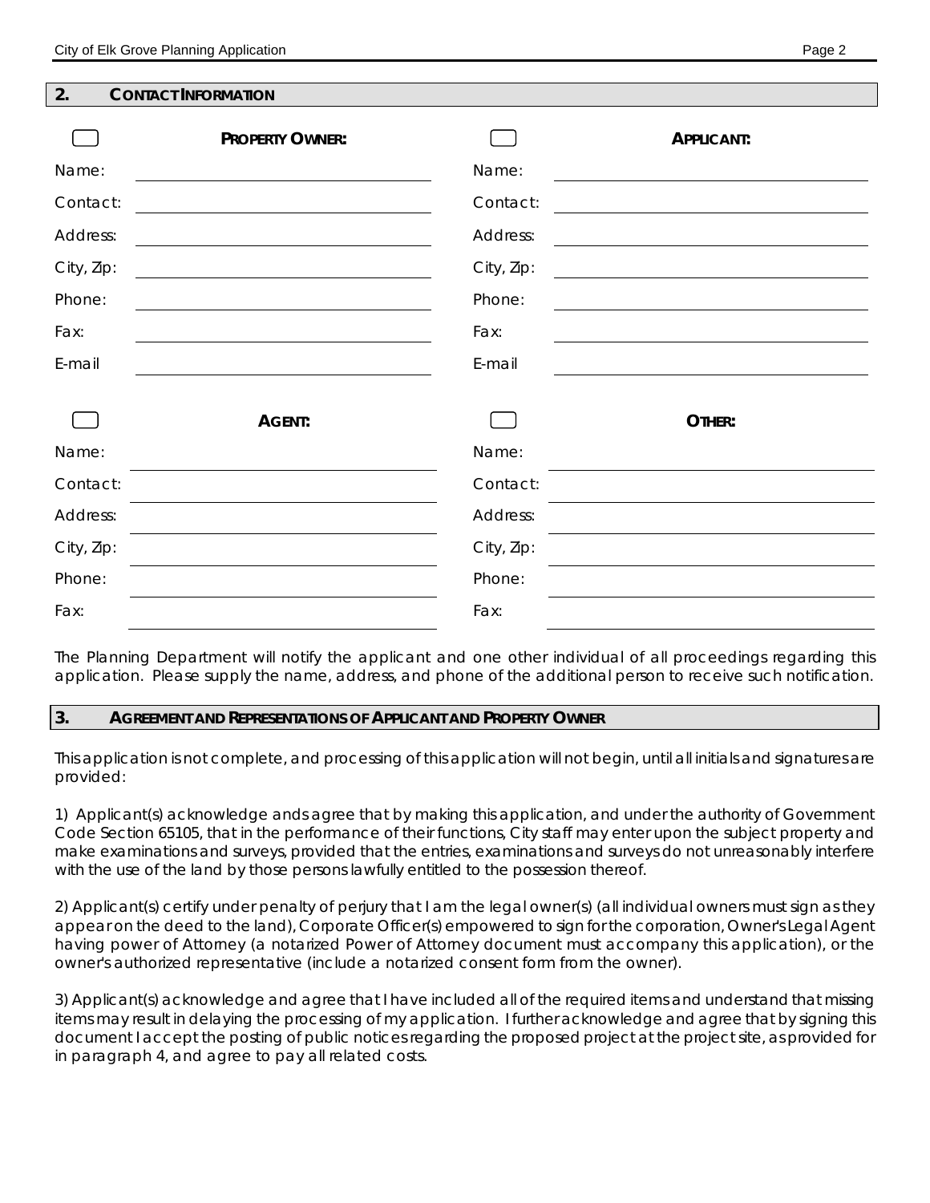## 2. CONTACT INFORMATION

☐ **PROPERTY OWNER:**

Name: ______________________

Contact: ______________________

Address: ______________________

City, Zip: ______________________

Phone: ______________________

Fax: ______________________

E-mail ______________________

☐ **APPLICANT:**

Name: ______________________

Contact: ______________________

Address: ______________________

City, Zip: ______________________

Phone: ______________________

Fax: ______________________

E-mail ______________________

☐ **AGENT:**

Name: ______________________

Contact: ______________________

Address: ______________________

City, Zip: ______________________

Phone: ______________________

Fax: ______________________

☐ **OTHER:**

Name: ______________________

Contact: ______________________

Address: ______________________

City, Zip: ______________________

Phone: ______________________

Fax: ______________________

The Planning Department will notify the applicant and one other individual of all proceedings regarding this application. Please supply the name, address, and phone of the additional person to receive such notification.

## 3. AGREEMENT AND REPRESENTATIONS OF APPLICANT AND PROPERTY OWNER

This application is not complete, and processing of this application will not begin, until all initials and signatures are provided:

1) Applicant(s) acknowledge ands agree that by making this application, and under the authority of Government Code Section 65105, that in the performance of their functions, City staff may enter upon the subject property and make examinations and surveys, provided that the entries, examinations and surveys do not unreasonably interfere with the use of the land by those persons lawfully entitled to the possession thereof.

2) Applicant(s) certify under penalty of perjury that I am the legal owner(s) (all individual owners must sign as they appear on the deed to the land), Corporate Officer(s) empowered to sign for the corporation, Owner's Legal Agent having power of Attorney (a notarized Power of Attorney document must accompany this application), or the owner's authorized representative (include a notarized consent form from the owner).

3) Applicant(s) acknowledge and agree that I have included all of the required items and understand that missing items may result in delaying the processing of my application. I further acknowledge and agree that by signing this document I accept the posting of public notices regarding the proposed project at the project site, as provided for in paragraph 4, and agree to pay all related costs.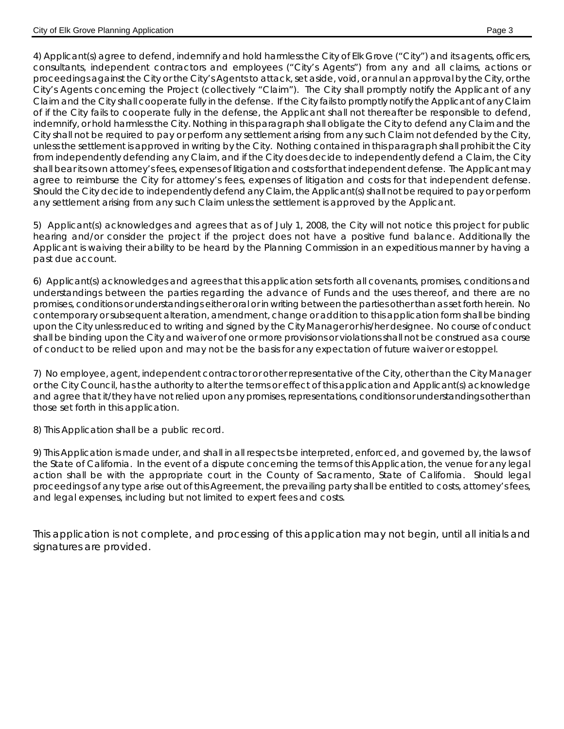4) Applicant(s) agree to defend, indemnify and hold harmless the City of Elk Grove ("City") and its agents, officers, consultants, independent contractors and employees ("City's Agents") from any and all claims, actions or proceedings against the City or the City's Agents to attack, set aside, void, or annul an approval by the City, or the City's Agents concerning the Project (collectively "Claim"). The City shall promptly notify the Applicant of any Claim and the City shall cooperate fully in the defense. If the City fails to promptly notify the Applicant of any Claim of if the City fails to cooperate fully in the defense, the Applicant shall not thereafter be responsible to defend, indemnify, or hold harmless the City. Nothing in this paragraph shall obligate the City to defend any Claim and the City shall not be required to pay or perform any settlement arising from any such Claim not defended by the City, unless the settlement is approved in writing by the City. Nothing contained in this paragraph shall prohibit the City from independently defending any Claim, and if the City does decide to independently defend a Claim, the City shall bear its own attorney's fees, expenses of litigation and costs for that independent defense. The Applicant may agree to reimburse the City for attorney's fees, expenses of litigation and costs for that independent defense. Should the City decide to independently defend any Claim, the Applicant(s) shall not be required to pay or perform any settlement arising from any such Claim unless the settlement is approved by the Applicant.

5) Applicant(s) acknowledges and agrees that as of July 1, 2008, the City will not notice this project for public hearing and/or consider the project if the project does not have a positive fund balance. Additionally the Applicant is waiving their ability to be heard by the Planning Commission in an expeditious manner by having a past due account.

6) Applicant(s) acknowledges and agrees that this application sets forth all covenants, promises, conditions and understandings between the parties regarding the advance of Funds and the uses thereof, and there are no promises, conditions or understandings either oral or in writing between the parties other than as set forth herein. No contemporary or subsequent alteration, amendment, change or addition to this application form shall be binding upon the City unless reduced to writing and signed by the City Manager or his/her designee. No course of conduct shall be binding upon the City and waiver of one or more provisions or violations shall not be construed as a course of conduct to be relied upon and may not be the basis for any expectation of future waiver or estoppel.

7) No employee, agent, independent contractor or other representative of the City, other than the City Manager or the City Council, has the authority to alter the terms or effect of this application and Applicant(s) acknowledge and agree that it/they have not relied upon any promises, representations, conditions or understandings other than those set forth in this application.

8) This Application shall be a public record.

9) This Application is made under, and shall in all respects be interpreted, enforced, and governed by, the laws of the State of California. In the event of a dispute concerning the terms of this Application, the venue for any legal action shall be with the appropriate court in the County of Sacramento, State of California. Should legal proceedings of any type arise out of this Agreement, the prevailing party shall be entitled to costs, attorney's fees, and legal expenses, including but not limited to expert fees and costs.

This application is not complete, and processing of this application may not begin, until all initials and signatures are provided.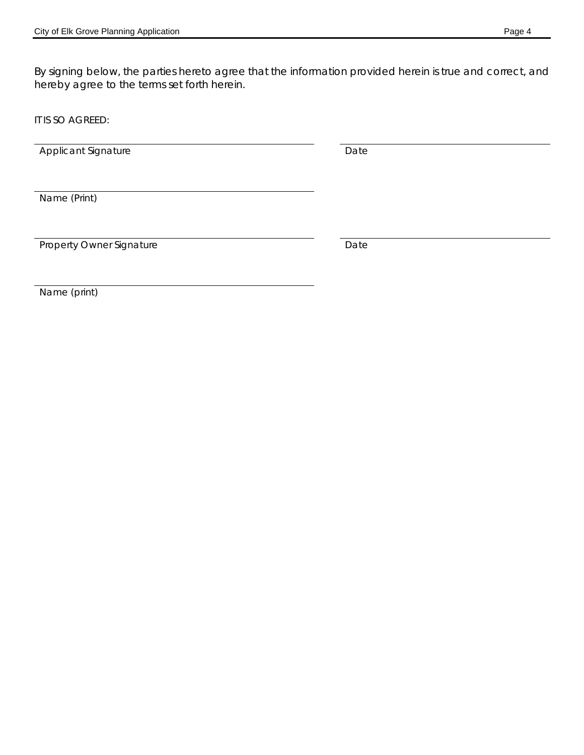By signing below, the parties hereto agree that the information provided herein is true and correct, and hereby agree to the terms set forth herein.

IT IS SO AGREED:

| | |
|---|---|
| \_\_\_\_\_\_\_\_\_\_\_\_\_\_\_\_\_\_\_\_\_\_\_\_\_\_\_\_\_\_ | \_\_\_\_\_\_\_\_\_\_\_\_\_\_\_\_\_\_\_\_ |
| Applicant Signature | Date |
| \_\_\_\_\_\_\_\_\_\_\_\_\_\_\_\_\_\_\_\_\_\_\_\_\_\_\_\_\_\_ | |
| Name (Print) | |
| \_\_\_\_\_\_\_\_\_\_\_\_\_\_\_\_\_\_\_\_\_\_\_\_\_\_\_\_\_\_ | \_\_\_\_\_\_\_\_\_\_\_\_\_\_\_\_\_\_\_\_ |
| Property Owner Signature | Date |
| \_\_\_\_\_\_\_\_\_\_\_\_\_\_\_\_\_\_\_\_\_\_\_\_\_\_\_\_\_\_ | |
| Name (print) | |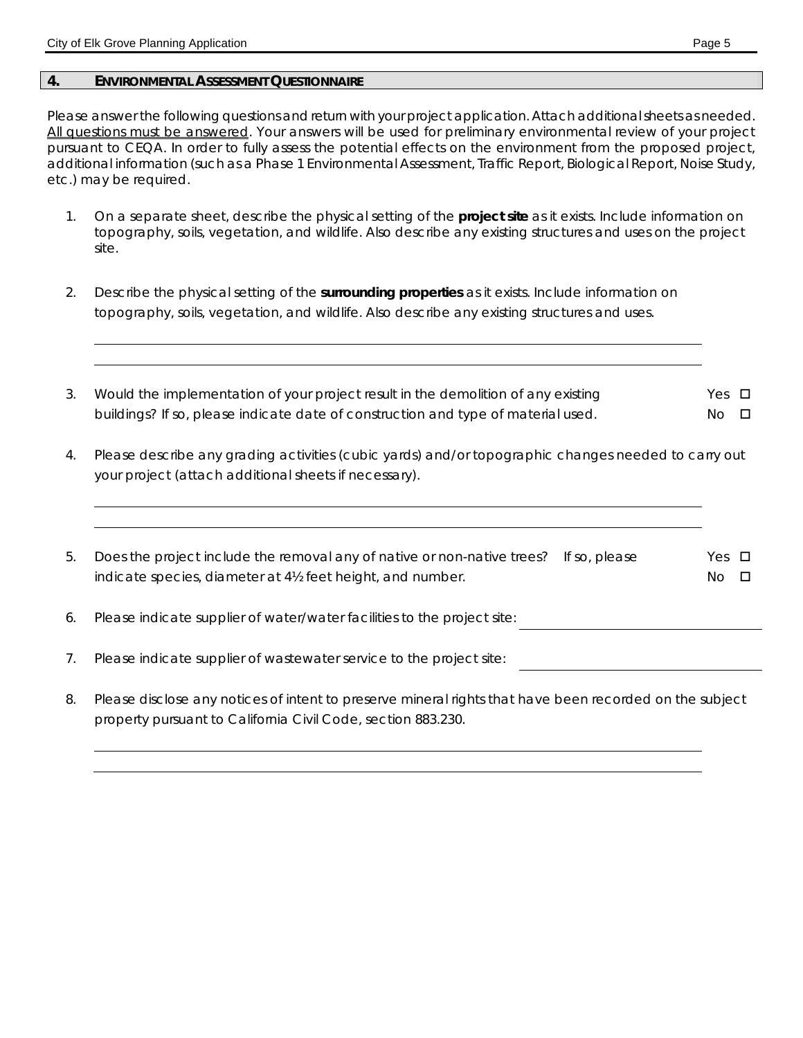## 4. ENVIRONMENTAL ASSESSMENT QUESTIONNAIRE

Please answer the following questions and return with your project application. Attach additional sheets as needed. All questions must be answered. Your answers will be used for preliminary environmental review of your project pursuant to CEQA. In order to fully assess the potential effects on the environment from the proposed project, additional information (such as a Phase 1 Environmental Assessment, Traffic Report, Biological Report, Noise Study, etc.) may be required.

1. On a separate sheet, describe the physical setting of the **project site** as it exists. Include information on topography, soils, vegetation, and wildlife. Also describe any existing structures and uses on the project site.

2. Describe the physical setting of the **surrounding properties** as it exists. Include information on topography, soils, vegetation, and wildlife. Also describe any existing structures and uses.

   \_\_\_\_\_\_\_\_\_\_\_\_\_\_\_\_\_\_\_\_\_\_\_\_\_\_\_\_\_\_\_\_\_\_\_\_\_\_\_\_\_\_\_\_\_\_\_\_\_\_\_\_\_\_\_\_\_\_\_\_

   \_\_\_\_\_\_\_\_\_\_\_\_\_\_\_\_\_\_\_\_\_\_\_\_\_\_\_\_\_\_\_\_\_\_\_\_\_\_\_\_\_\_\_\_\_\_\_\_\_\_\_\_\_\_\_\_\_\_\_\_

3. Would the implementation of your project result in the demolition of any existing buildings? If so, please indicate date of construction and type of material used. Yes ☐ No ☐

4. Please describe any grading activities (cubic yards) and/or topographic changes needed to carry out your project (attach additional sheets if necessary).

   \_\_\_\_\_\_\_\_\_\_\_\_\_\_\_\_\_\_\_\_\_\_\_\_\_\_\_\_\_\_\_\_\_\_\_\_\_\_\_\_\_\_\_\_\_\_\_\_\_\_\_\_\_\_\_\_\_\_\_\_

   \_\_\_\_\_\_\_\_\_\_\_\_\_\_\_\_\_\_\_\_\_\_\_\_\_\_\_\_\_\_\_\_\_\_\_\_\_\_\_\_\_\_\_\_\_\_\_\_\_\_\_\_\_\_\_\_\_\_\_\_

5. Does the project include the removal any of native or non-native trees? If so, please indicate species, diameter at 4½ feet height, and number. Yes ☐ No ☐

6. Please indicate supplier of water/water facilities to the project site: \_\_\_\_\_\_\_\_\_\_\_\_\_\_\_\_\_\_\_\_

7. Please indicate supplier of wastewater service to the project site: \_\_\_\_\_\_\_\_\_\_\_\_\_\_\_\_\_\_\_\_

8. Please disclose any notices of intent to preserve mineral rights that have been recorded on the subject property pursuant to California Civil Code, section 883.230.

   \_\_\_\_\_\_\_\_\_\_\_\_\_\_\_\_\_\_\_\_\_\_\_\_\_\_\_\_\_\_\_\_\_\_\_\_\_\_\_\_\_\_\_\_\_\_\_\_\_\_\_\_\_\_\_\_\_\_\_\_

   \_\_\_\_\_\_\_\_\_\_\_\_\_\_\_\_\_\_\_\_\_\_\_\_\_\_\_\_\_\_\_\_\_\_\_\_\_\_\_\_\_\_\_\_\_\_\_\_\_\_\_\_\_\_\_\_\_\_\_\_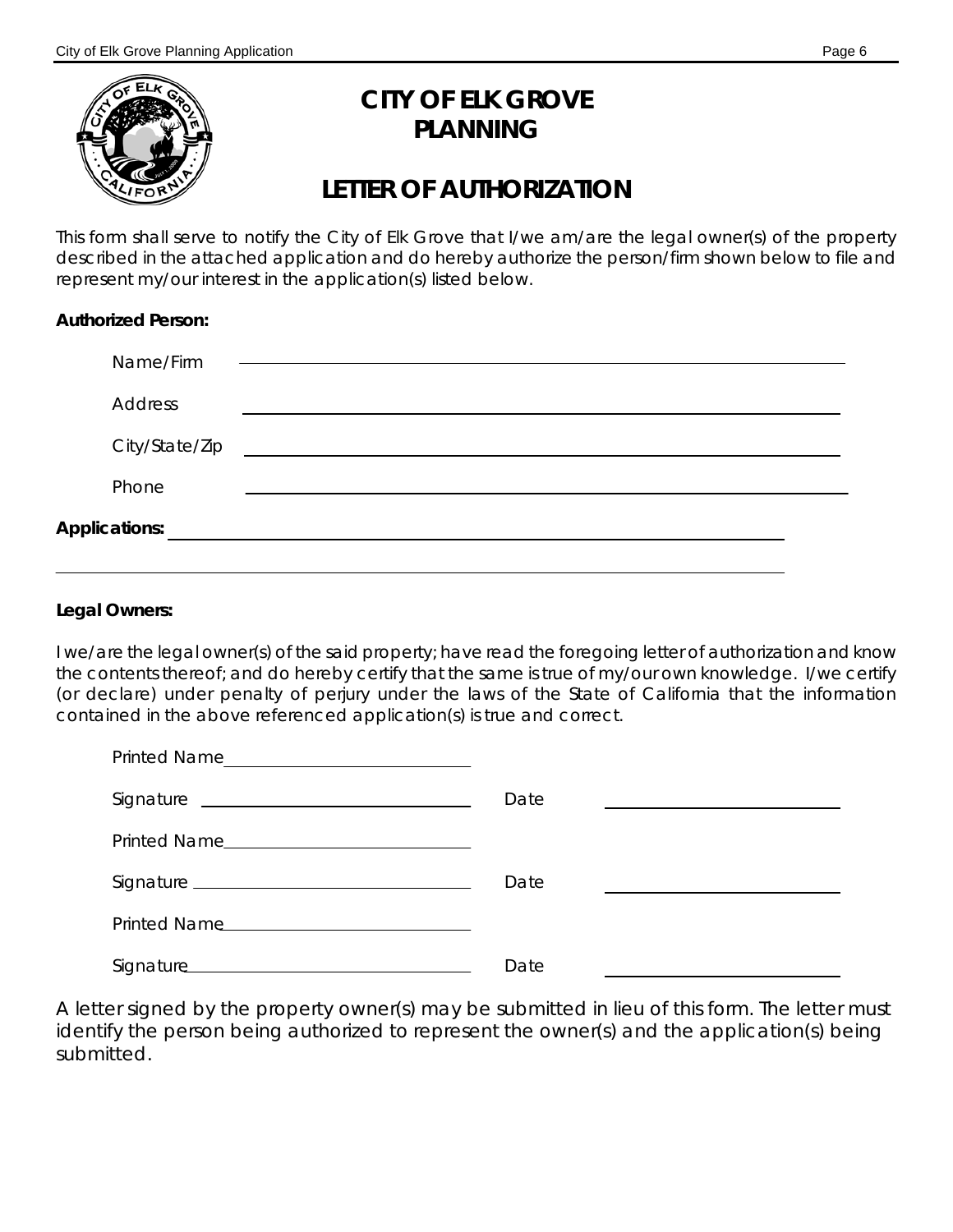# CITY OF ELK GROVE PLANNING

## LETTER OF AUTHORIZATION

This form shall serve to notify the City of Elk Grove that I/we am/are the legal owner(s) of the property described in the attached application and do hereby authorize the person/firm shown below to file and represent my/our interest in the application(s) listed below.

**Authorized Person:**

Name/Firm ______________________________

Address ______________________________

City/State/Zip ______________________________

Phone ______________________________

**Applications:** ______________________________

______________________________

**Legal Owners:**

I we/are the legal owner(s) of the said property; have read the foregoing letter of authorization and know the contents thereof; and do hereby certify that the same is true of my/our own knowledge. I/we certify (or declare) under penalty of perjury under the laws of the State of California that the information contained in the above referenced application(s) is true and correct.

Printed Name ______________________________

Signature ______________________________ Date ______________________________

Printed Name ______________________________

Signature ______________________________ Date ______________________________

Printed Name ______________________________

Signature ______________________________ Date ______________________________

A letter signed by the property owner(s) may be submitted in lieu of this form. The letter must identify the person being authorized to represent the owner(s) and the application(s) being submitted.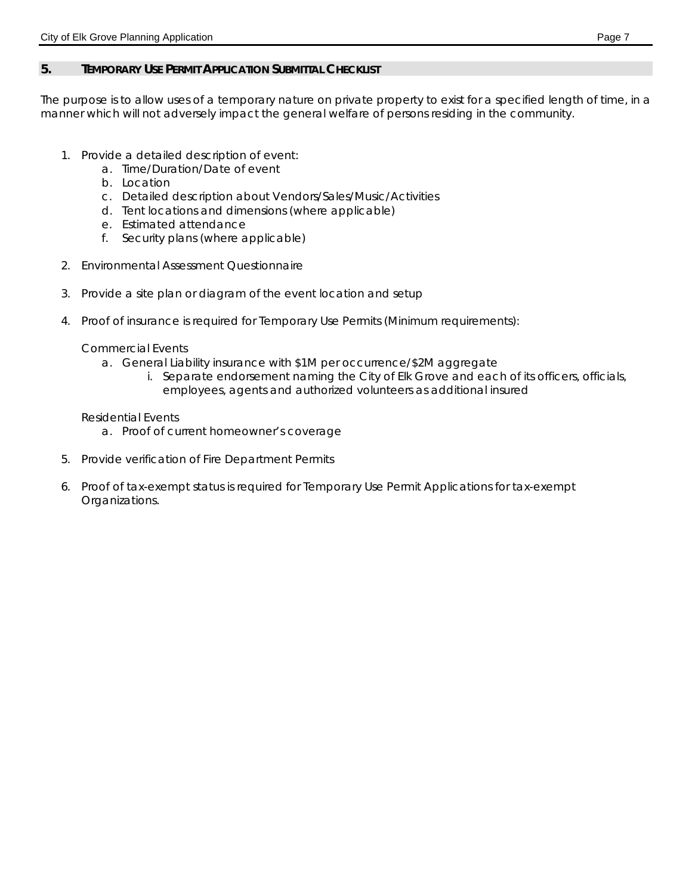## 5. TEMPORARY USE PERMIT APPLICATION SUBMITTAL CHECKLIST

The purpose is to allow uses of a temporary nature on private property to exist for a specified length of time, in a manner which will not adversely impact the general welfare of persons residing in the community.

1. Provide a detailed description of event:
    a. Time/Duration/Date of event
    b. Location
    c. Detailed description about Vendors/Sales/Music/Activities
    d. Tent locations and dimensions (where applicable)
    e. Estimated attendance
    f. Security plans (where applicable)

2. Environmental Assessment Questionnaire

3. Provide a site plan or diagram of the event location and setup

4. Proof of insurance is required for Temporary Use Permits (Minimum requirements):

    Commercial Events
    a. General Liability insurance with $1M per occurrence/$2M aggregate
        i. Separate endorsement naming the City of Elk Grove and each of its officers, officials, employees, agents and authorized volunteers as additional insured

    Residential Events
    a. Proof of current homeowner's coverage

5. Provide verification of Fire Department Permits

6. Proof of tax-exempt status is required for Temporary Use Permit Applications for tax-exempt Organizations.